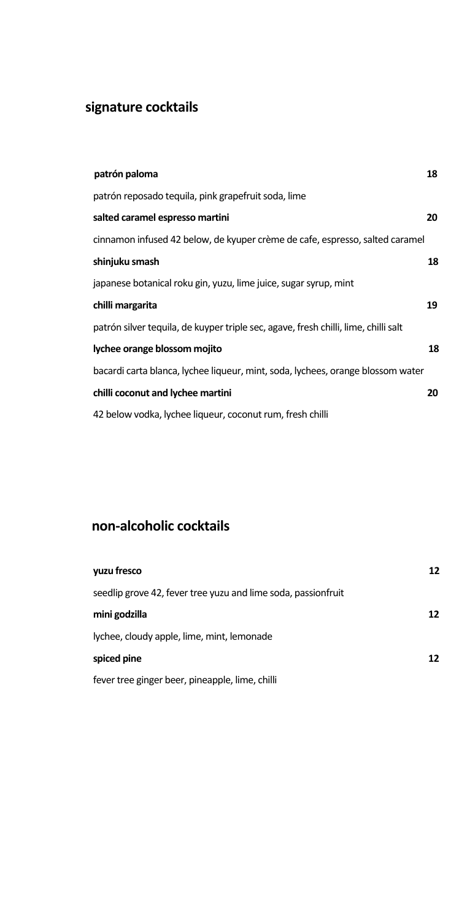## signature cocktails

**patrón paloma** **18**

patrón reposado tequila, pink grapefruit soda, lime

**salted caramel espresso martini** **20**

cinnamon infused 42 below, de kyuper crème de cafe, espresso, salted caramel

**shinjuku smash** **18**

japanese botanical roku gin, yuzu, lime juice, sugar syrup, mint

**chilli margarita** **19**

patrón silver tequila, de kuyper triple sec, agave, fresh chilli, lime, chilli salt

**lychee orange blossom mojito** **18**

bacardi carta blanca, lychee liqueur, mint, soda, lychees, orange blossom water

**chilli coconut and lychee martini** **20**

42 below vodka, lychee liqueur, coconut rum, fresh chilli

## non-alcoholic cocktails

**yuzu fresco** **12**

seedlip grove 42, fever tree yuzu and lime soda, passionfruit

**mini godzilla** **12**

lychee, cloudy apple, lime, mint, lemonade

**spiced pine** **12**

fever tree ginger beer, pineapple, lime, chilli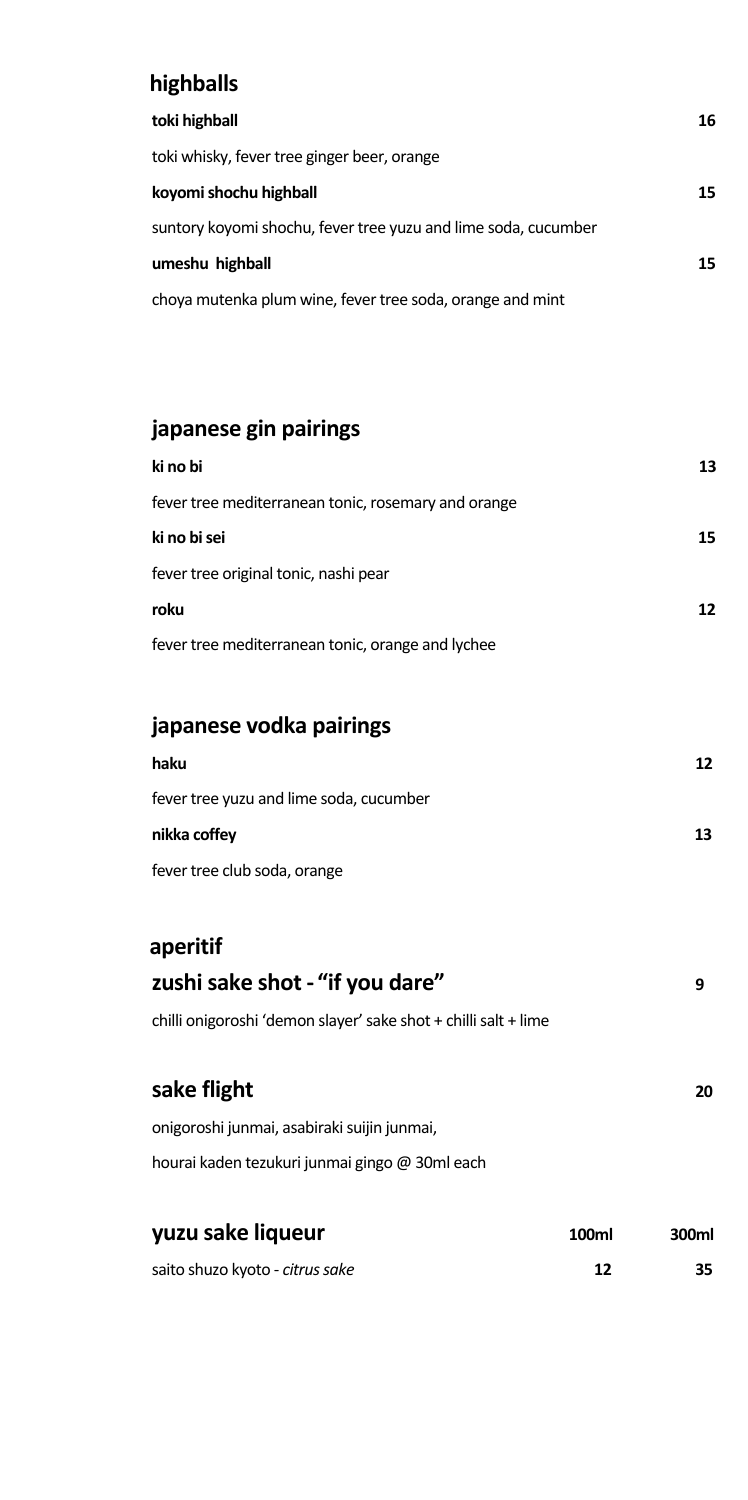## highballs

**toki highball** 16

toki whisky, fever tree ginger beer, orange

**koyomi shochu highball** 15

suntory koyomi shochu, fever tree yuzu and lime soda, cucumber

**umeshu highball** 15

choya mutenka plum wine, fever tree soda, orange and mint

## japanese gin pairings

**ki no bi** 13

fever tree mediterranean tonic, rosemary and orange

**ki no bi sei** 15

fever tree original tonic, nashi pear

**roku** 12

fever tree mediterranean tonic, orange and lychee

## japanese vodka pairings

**haku** 12

fever tree yuzu and lime soda, cucumber

**nikka coffey** 13

fever tree club soda, orange

## aperitif

### zushi sake shot - "if you dare" 9

chilli onigoroshi 'demon slayer' sake shot + chilli salt + lime

### sake flight 20

onigoroshi junmai, asabiraki suijin junmai,

hourai kaden tezukuri junmai gingo @ 30ml each

| **yuzu sake liqueur** | **100ml** | **300ml** |
|---|---|---|
| saito shuzo kyoto - *citrus sake* | **12** | **35** |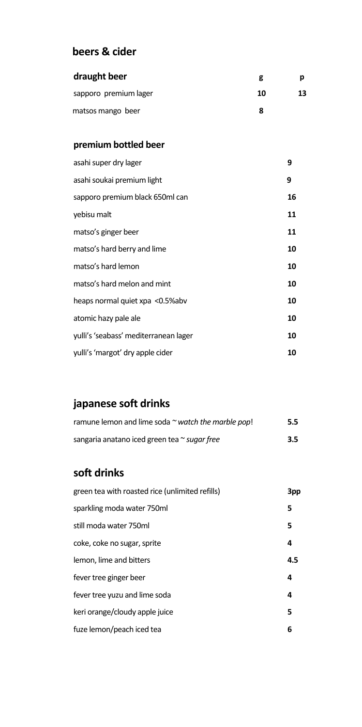## beers & cider

### draught beer

| | g | p |
|---|---|---|
| sapporo premium lager | 10 | 13 |
| matsos mango beer | 8 | |

### premium bottled beer

| | |
|---|---|
| asahi super dry lager | 9 |
| asahi soukai premium light | 9 |
| sapporo premium black 650ml can | 16 |
| yebisu malt | 11 |
| matso's ginger beer | 11 |
| matso's hard berry and lime | 10 |
| matso's hard lemon | 10 |
| matso's hard melon and mint | 10 |
| heaps normal quiet xpa <0.5%abv | 10 |
| atomic hazy pale ale | 10 |
| yulli's 'seabass' mediterranean lager | 10 |
| yulli's 'margot' dry apple cider | 10 |

## japanese soft drinks

| | |
|---|---|
| ramune lemon and lime soda ~ *watch the marble pop*! | 5.5 |
| sangaria anatano iced green tea ~ *sugar free* | 3.5 |

## soft drinks

| | |
|---|---|
| green tea with roasted rice (unlimited refills) | 3pp |
| sparkling moda water 750ml | 5 |
| still moda water 750ml | 5 |
| coke, coke no sugar, sprite | 4 |
| lemon, lime and bitters | 4.5 |
| fever tree ginger beer | 4 |
| fever tree yuzu and lime soda | 4 |
| keri orange/cloudy apple juice | 5 |
| fuze lemon/peach iced tea | 6 |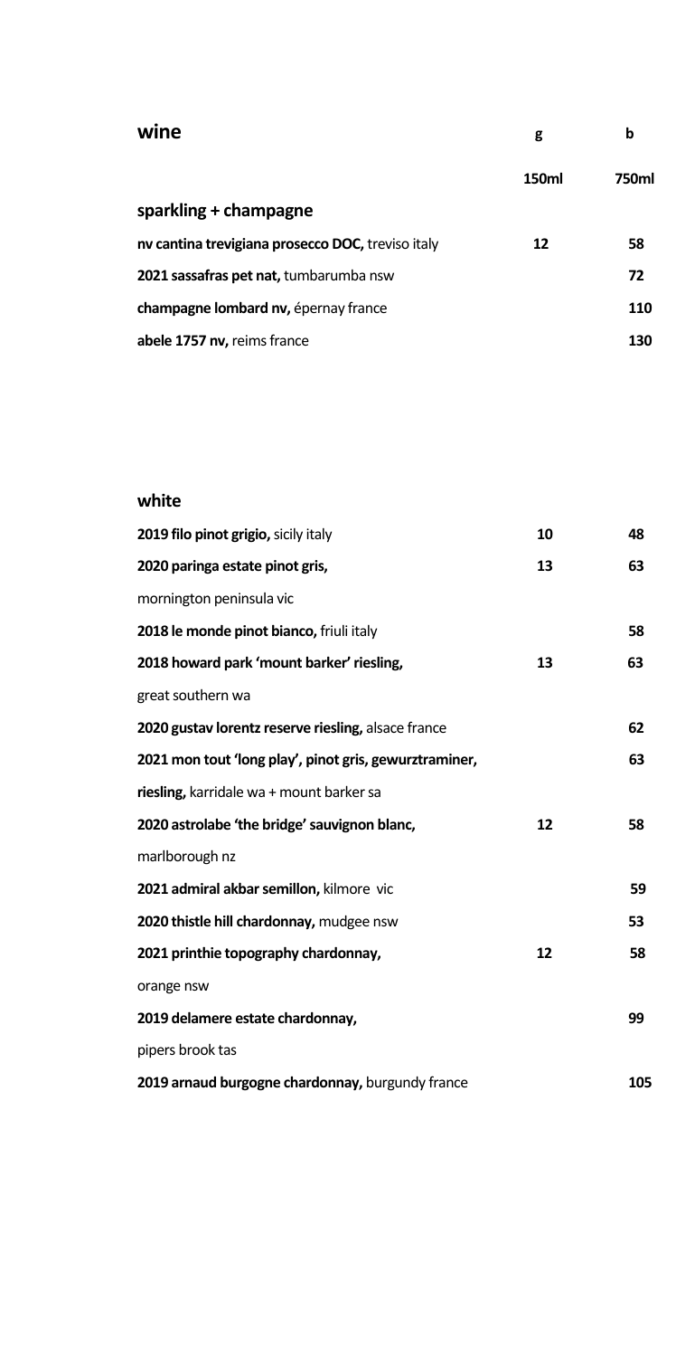## wine

| | g | b |
|---|---|---|
| | **150ml** | **750ml** |

### sparkling + champagne

| | | |
|---|---|---|
| **nv cantina trevigiana prosecco DOC,** treviso italy | **12** | **58** |
| **2021 sassafras pet nat,** tumbarumba nsw | | **72** |
| **champagne lombard nv,** épernay france | | **110** |
| **abele 1757 nv,** reims france | | **130** |

### white

| | | |
|---|---|---|
| **2019 filo pinot grigio,** sicily italy | **10** | **48** |
| **2020 paringa estate pinot gris,** mornington peninsula vic | **13** | **63** |
| **2018 le monde pinot bianco,** friuli italy | | **58** |
| **2018 howard park 'mount barker' riesling,** great southern wa | **13** | **63** |
| **2020 gustav lorentz reserve riesling,** alsace france | | **62** |
| **2021 mon tout 'long play', pinot gris, gewurztraminer, riesling,** karridale wa + mount barker sa | | **63** |
| **2020 astrolabe 'the bridge' sauvignon blanc,** marlborough nz | **12** | **58** |
| **2021 admiral akbar semillon,** kilmore vic | | **59** |
| **2020 thistle hill chardonnay,** mudgee nsw | | **53** |
| **2021 printhie topography chardonnay,** orange nsw | **12** | **58** |
| **2019 delamere estate chardonnay,** pipers brook tas | | **99** |
| **2019 arnaud burgogne chardonnay,** burgundy france | | **105** |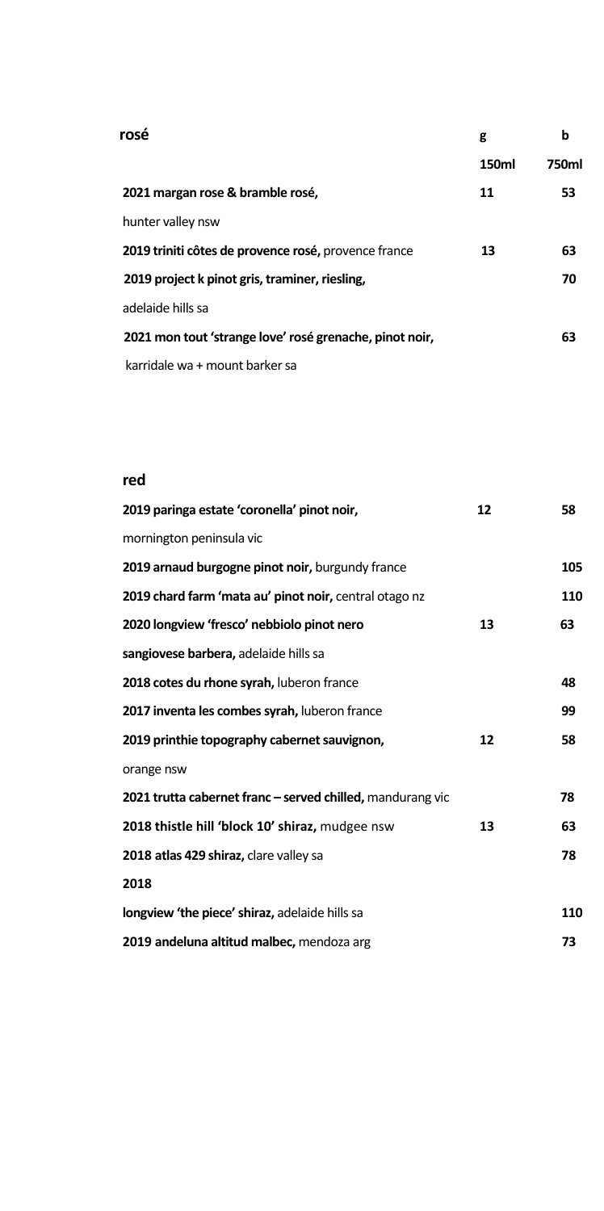| rosé | g | b |
|---|---|---|
| | 150ml | 750ml |
| **2021 margan rose & bramble rosé,** hunter valley nsw | 11 | 53 |
| **2019 triniti côtes de provence rosé,** provence france | 13 | 63 |
| **2019 project k pinot gris, traminer, riesling,** adelaide hills sa | | 70 |
| **2021 mon tout 'strange love' rosé grenache, pinot noir,** karridale wa + mount barker sa | | 63 |

| red | | |
|---|---|---|
| **2019 paringa estate 'coronella' pinot noir,** mornington peninsula vic | 12 | 58 |
| **2019 arnaud burgogne pinot noir,** burgundy france | | 105 |
| **2019 chard farm 'mata au' pinot noir,** central otago nz | | 110 |
| **2020 longview 'fresco' nebbiolo pinot nero sangiovese barbera,** adelaide hills sa | 13 | 63 |
| **2018 cotes du rhone syrah,** luberon france | | 48 |
| **2017 inventa les combes syrah,** luberon france | | 99 |
| **2019 printhie topography cabernet sauvignon,** orange nsw | 12 | 58 |
| **2021 trutta cabernet franc – served chilled,** mandurang vic | | 78 |
| **2018 thistle hill 'block 10' shiraz,** mudgee nsw | 13 | 63 |
| **2018 atlas 429 shiraz,** clare valley sa | | 78 |
| **2018 longview 'the piece' shiraz,** adelaide hills sa | | 110 |
| **2019 andeluna altitud malbec,** mendoza arg | | 73 |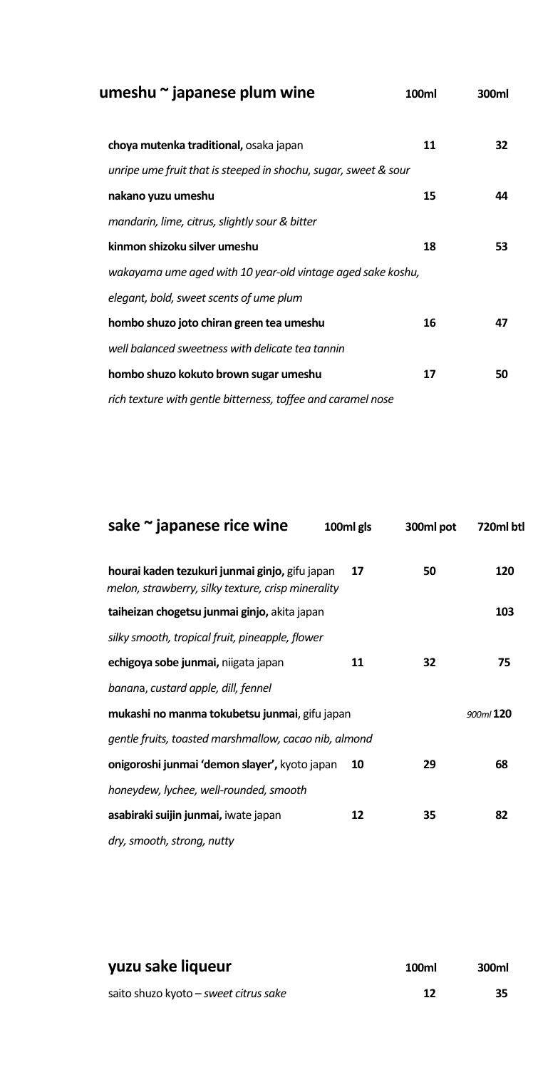## umeshu ~ japanese plum wine

| | 100ml | 300ml |
|---|---|---|
| **choya mutenka traditional,** osaka japan | **11** | **32** |
| *unripe ume fruit that is steeped in shochu, sugar, sweet & sour* | | |
| **nakano yuzu umeshu** | **15** | **44** |
| *mandarin, lime, citrus, slightly sour & bitter* | | |
| **kinmon shizoku silver umeshu** | **18** | **53** |
| *wakayama ume aged with 10 year-old vintage aged sake koshu, elegant, bold, sweet scents of ume plum* | | |
| **hombo shuzo joto chiran green tea umeshu** | **16** | **47** |
| *well balanced sweetness with delicate tea tannin* | | |
| **hombo shuzo kokuto brown sugar umeshu** | **17** | **50** |
| *rich texture with gentle bitterness, toffee and caramel nose* | | |

## sake ~ japanese rice wine

| | 100ml gls | 300ml pot | 720ml btl |
|---|---|---|---|
| **hourai kaden tezukuri junmai ginjo,** gifu japan<br>*melon, strawberry, silky texture, crisp minerality* | **17** | **50** | **120** |
| **taiheizan chogetsu junmai ginjo,** akita japan | | | **103** |
| *silky smooth, tropical fruit, pineapple, flower* | | | |
| **echigoya sobe junmai,** niigata japan | **11** | **32** | **75** |
| *banana, custard apple, dill, fennel* | | | |
| **mukashi no manma tokubetsu junmai**, gifu japan | | | *900ml* **120** |
| *gentle fruits, toasted marshmallow, cacao nib, almond* | | | |
| **onigoroshi junmai 'demon slayer',** kyoto japan | **10** | **29** | **68** |
| *honeydew, lychee, well-rounded, smooth* | | | |
| **asabiraki suijin junmai,** iwate japan | **12** | **35** | **82** |
| *dry, smooth, strong, nutty* | | | |

## yuzu sake liqueur

| | 100ml | 300ml |
|---|---|---|
| saito shuzo kyoto – *sweet citrus sake* | **12** | **35** |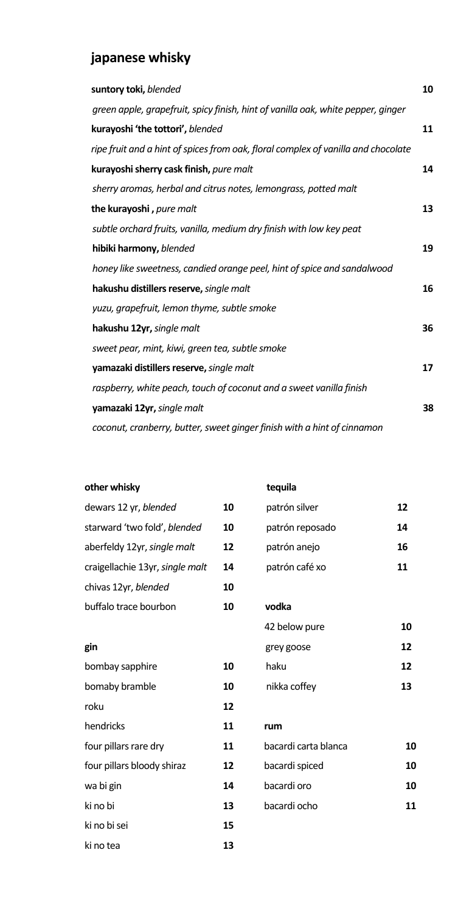## japanese whisky

**suntory toki,** *blended* — **10**
*green apple, grapefruit, spicy finish, hint of vanilla oak, white pepper, ginger*

**kurayoshi 'the tottori',** *blended* — **11**
*ripe fruit and a hint of spices from oak, floral complex of vanilla and chocolate*

**kurayoshi sherry cask finish,** *pure malt* — **14**
*sherry aromas, herbal and citrus notes, lemongrass, potted malt*

**the kurayoshi ,** *pure malt* — **13**
*subtle orchard fruits, vanilla, medium dry finish with low key peat*

**hibiki harmony,** *blended* — **19**
*honey like sweetness, candied orange peel, hint of spice and sandalwood*

**hakushu distillers reserve,** *single malt* — **16**
*yuzu, grapefruit, lemon thyme, subtle smoke*

**hakushu 12yr,** *single malt* — **36**
*sweet pear, mint, kiwi, green tea, subtle smoke*

**yamazaki distillers reserve,** *single malt* — **17**
*raspberry, white peach, touch of coconut and a sweet vanilla finish*

**yamazaki 12yr,** *single malt* — **38**
*coconut, cranberry, butter, sweet ginger finish with a hint of cinnamon*

**other whisky**

| | |
|---|---|
| dewars 12 yr, *blended* | **10** |
| starward 'two fold', *blended* | **10** |
| aberfeldy 12yr, *single malt* | **12** |
| craigellachie 13yr, *single malt* | **14** |
| chivas 12yr, *blended* | **10** |
| buffalo trace bourbon | **10** |

**gin**

| | |
|---|---|
| bombay sapphire | **10** |
| bomaby bramble | **10** |
| roku | **12** |
| hendricks | **11** |
| four pillars rare dry | **11** |
| four pillars bloody shiraz | **12** |
| wa bi gin | **14** |
| ki no bi | **13** |
| ki no bi sei | **15** |
| ki no tea | **13** |

**tequila**

| | |
|---|---|
| patrón silver | **12** |
| patrón reposado | **14** |
| patrón anejo | **16** |
| patrón café xo | **11** |

**vodka**

| | |
|---|---|
| 42 below pure | **10** |
| grey goose | **12** |
| haku | **12** |
| nikka coffey | **13** |

**rum**

| | |
|---|---|
| bacardi carta blanca | **10** |
| bacardi spiced | **10** |
| bacardi oro | **10** |
| bacardi ocho | **11** |